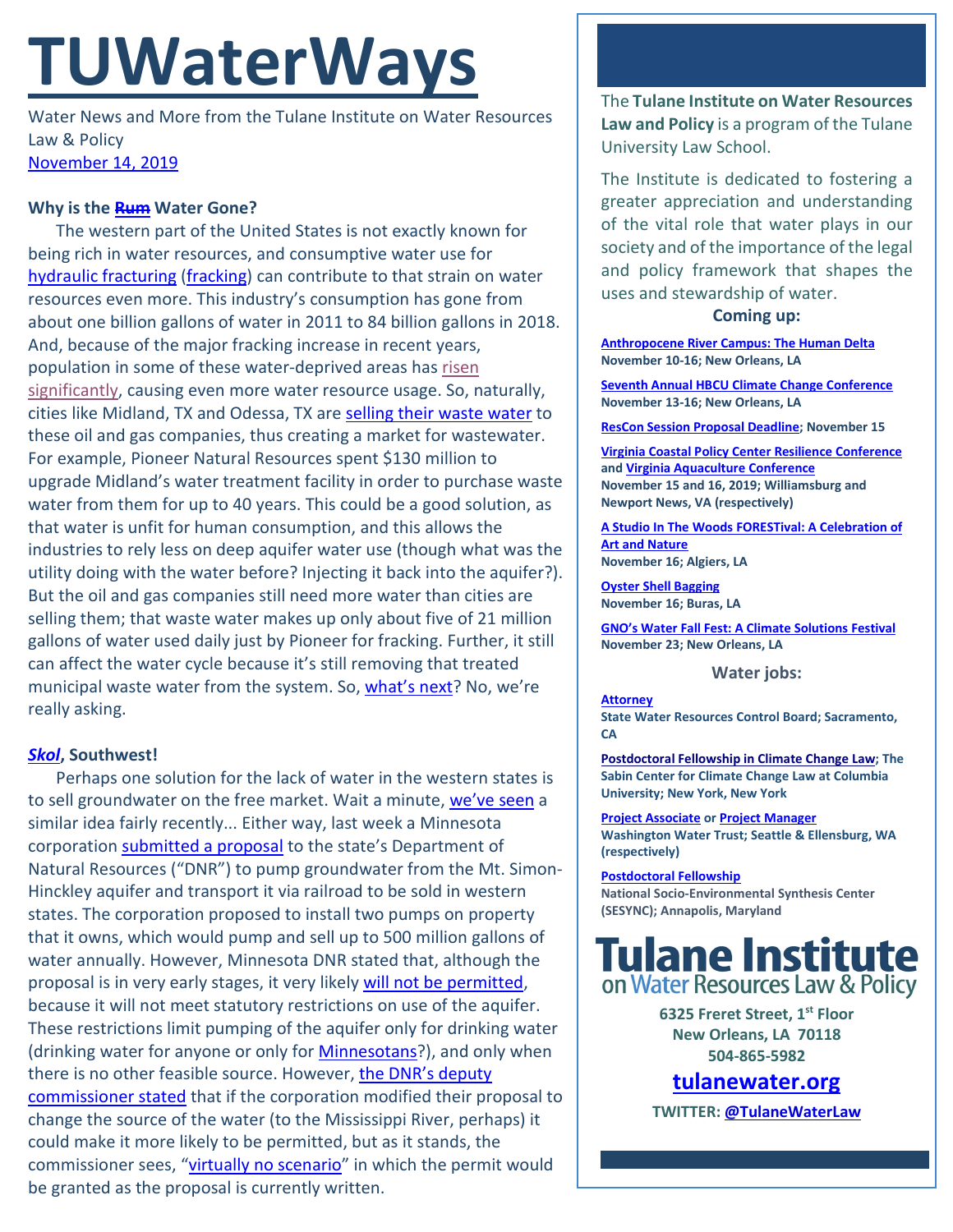# TUWaterWays

Water News and More from the Tulane Institute on Water Resources Law & Policy

November 14, 2019

**Why is the ~~Rum~~ Water Gone?**

The western part of the United States is not exactly known for being rich in water resources, and consumptive water use for hydraulic fracturing (fracking) can contribute to that strain on water resources even more. This industry's consumption has gone from about one billion gallons of water in 2011 to 84 billion gallons in 2018. And, because of the major fracking increase in recent years, population in some of these water-deprived areas has risen significantly, causing even more water resource usage. So, naturally, cities like Midland, TX and Odessa, TX are selling their waste water to these oil and gas companies, thus creating a market for wastewater. For example, Pioneer Natural Resources spent $130 million to upgrade Midland's water treatment facility in order to purchase waste water from them for up to 40 years. This could be a good solution, as that water is unfit for human consumption, and this allows the industries to rely less on deep aquifer water use (though what was the utility doing with the water before? Injecting it back into the aquifer?). But the oil and gas companies still need more water than cities are selling them; that waste water makes up only about five of 21 million gallons of water used daily just by Pioneer for fracking. Further, it still can affect the water cycle because it's still removing that treated municipal waste water from the system. So, what's next? No, we're really asking.

***Skol*, Southwest!**

Perhaps one solution for the lack of water in the western states is to sell groundwater on the free market. Wait a minute, we've seen a similar idea fairly recently... Either way, last week a Minnesota corporation submitted a proposal to the state's Department of Natural Resources ("DNR") to pump groundwater from the Mt. Simon-Hinckley aquifer and transport it via railroad to be sold in western states. The corporation proposed to install two pumps on property that it owns, which would pump and sell up to 500 million gallons of water annually. However, Minnesota DNR stated that, although the proposal is in very early stages, it very likely will not be permitted, because it will not meet statutory restrictions on use of the aquifer. These restrictions limit pumping of the aquifer only for drinking water (drinking water for anyone or only for Minnesotans?), and only when there is no other feasible source. However, the DNR's deputy commissioner stated that if the corporation modified their proposal to change the source of the water (to the Mississippi River, perhaps) it could make it more likely to be permitted, but as it stands, the commissioner sees, "virtually no scenario" in which the permit would be granted as the proposal is currently written.

The **Tulane Institute on Water Resources Law and Policy** is a program of the Tulane University Law School.

The Institute is dedicated to fostering a greater appreciation and understanding of the vital role that water plays in our society and of the importance of the legal and policy framework that shapes the uses and stewardship of water.

**Coming up:**

**Anthropocene River Campus: The Human Delta**
**November 10-16; New Orleans, LA**

**Seventh Annual HBCU Climate Change Conference**
**November 13-16; New Orleans, LA**

**ResCon Session Proposal Deadline; November 15**

**Virginia Coastal Policy Center Resilience Conference and Virginia Aquaculture Conference**
**November 15 and 16, 2019; Williamsburg and Newport News, VA (respectively)**

**A Studio In The Woods FORESTival: A Celebration of Art and Nature**
**November 16; Algiers, LA**

**Oyster Shell Bagging**
**November 16; Buras, LA**

**GNO's Water Fall Fest: A Climate Solutions Festival**
**November 23; New Orleans, LA**

**Water jobs:**

**Attorney**
**State Water Resources Control Board; Sacramento, CA**

**Postdoctoral Fellowship in Climate Change Law; The Sabin Center for Climate Change Law at Columbia University; New York, New York**

**Project Associate or Project Manager**
**Washington Water Trust; Seattle & Ellensburg, WA (respectively)**

**Postdoctoral Fellowship**
**National Socio-Environmental Synthesis Center (SESYNC); Annapolis, Maryland**

**Tulane Institute on Water Resources Law & Policy**

**6325 Freret Street, 1st Floor**
**New Orleans, LA 70118**
**504-865-5982**

**tulanewater.org**

**TWITTER: @TulaneWaterLaw**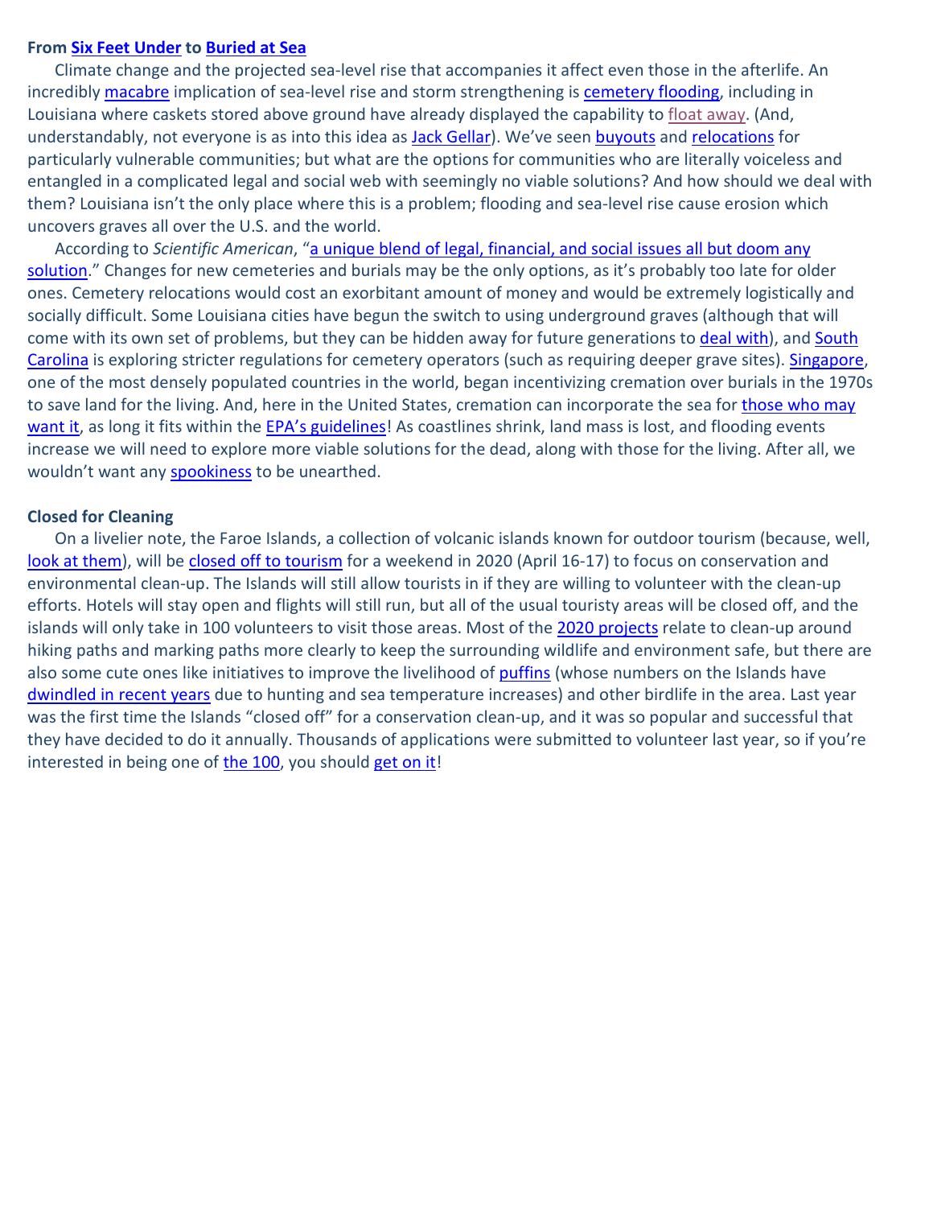**From Six Feet Under to Buried at Sea**

Climate change and the projected sea-level rise that accompanies it affect even those in the afterlife. An incredibly macabre implication of sea-level rise and storm strengthening is cemetery flooding, including in Louisiana where caskets stored above ground have already displayed the capability to float away. (And, understandably, not everyone is as into this idea as Jack Gellar). We've seen buyouts and relocations for particularly vulnerable communities; but what are the options for communities who are literally voiceless and entangled in a complicated legal and social web with seemingly no viable solutions? And how should we deal with them? Louisiana isn't the only place where this is a problem; flooding and sea-level rise cause erosion which uncovers graves all over the U.S. and the world.

According to *Scientific American*, "a unique blend of legal, financial, and social issues all but doom any solution." Changes for new cemeteries and burials may be the only options, as it's probably too late for older ones. Cemetery relocations would cost an exorbitant amount of money and would be extremely logistically and socially difficult. Some Louisiana cities have begun the switch to using underground graves (although that will come with its own set of problems, but they can be hidden away for future generations to deal with), and South Carolina is exploring stricter regulations for cemetery operators (such as requiring deeper grave sites). Singapore, one of the most densely populated countries in the world, began incentivizing cremation over burials in the 1970s to save land for the living. And, here in the United States, cremation can incorporate the sea for those who may want it, as long it fits within the EPA's guidelines! As coastlines shrink, land mass is lost, and flooding events increase we will need to explore more viable solutions for the dead, along with those for the living. After all, we wouldn't want any spookiness to be unearthed.

**Closed for Cleaning**

On a livelier note, the Faroe Islands, a collection of volcanic islands known for outdoor tourism (because, well, look at them), will be closed off to tourism for a weekend in 2020 (April 16-17) to focus on conservation and environmental clean-up. The Islands will still allow tourists in if they are willing to volunteer with the clean-up efforts. Hotels will stay open and flights will still run, but all of the usual touristy areas will be closed off, and the islands will only take in 100 volunteers to visit those areas. Most of the 2020 projects relate to clean-up around hiking paths and marking paths more clearly to keep the surrounding wildlife and environment safe, but there are also some cute ones like initiatives to improve the livelihood of puffins (whose numbers on the Islands have dwindled in recent years due to hunting and sea temperature increases) and other birdlife in the area. Last year was the first time the Islands "closed off" for a conservation clean-up, and it was so popular and successful that they have decided to do it annually. Thousands of applications were submitted to volunteer last year, so if you're interested in being one of the 100, you should get on it!